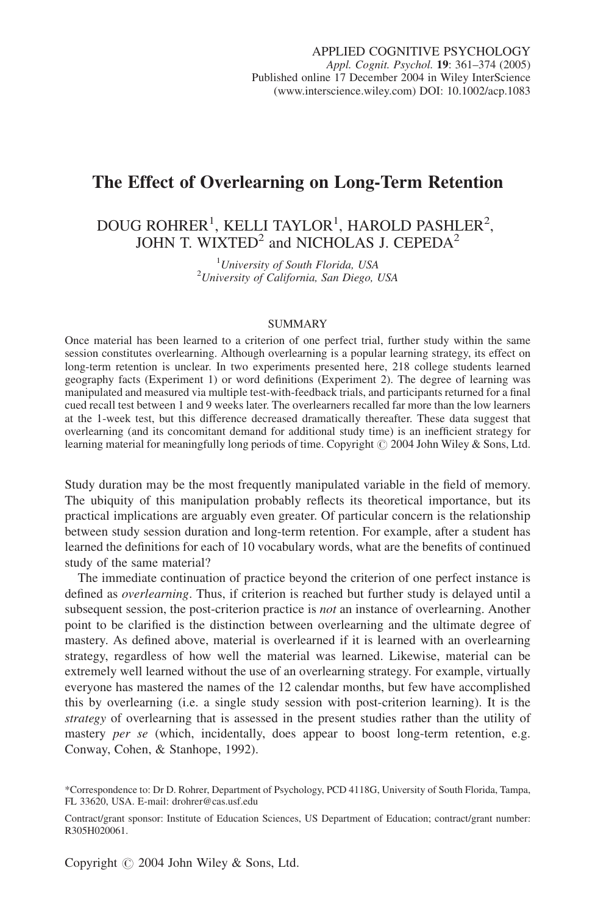# The Effect of Overlearning on Long-Term Retention

DOUG ROHRER[1], KELLI TAYLOR[1], HAROLD PASHLER[2], JOHN T. WIXTED[2] and NICHOLAS J. CEPEDA[2]

[1]*University of South Florida, USA*
[2]*University of California, San Diego, USA*

## SUMMARY

Once material has been learned to a criterion of one perfect trial, further study within the same session constitutes overlearning. Although overlearning is a popular learning strategy, its effect on long-term retention is unclear. In two experiments presented here, 218 college students learned geography facts (Experiment 1) or word definitions (Experiment 2). The degree of learning was manipulated and measured via multiple test-with-feedback trials, and participants returned for a final cued recall test between 1 and 9 weeks later. The overlearners recalled far more than the low learners at the 1-week test, but this difference decreased dramatically thereafter. These data suggest that overlearning (and its concomitant demand for additional study time) is an inefficient strategy for learning material for meaningfully long periods of time. Copyright © 2004 John Wiley & Sons, Ltd.

Study duration may be the most frequently manipulated variable in the field of memory. The ubiquity of this manipulation probably reflects its theoretical importance, but its practical implications are arguably even greater. Of particular concern is the relationship between study session duration and long-term retention. For example, after a student has learned the definitions for each of 10 vocabulary words, what are the benefits of continued study of the same material?

The immediate continuation of practice beyond the criterion of one perfect instance is defined as *overlearning*. Thus, if criterion is reached but further study is delayed until a subsequent session, the post-criterion practice is *not* an instance of overlearning. Another point to be clarified is the distinction between overlearning and the ultimate degree of mastery. As defined above, material is overlearned if it is learned with an overlearning strategy, regardless of how well the material was learned. Likewise, material can be extremely well learned without the use of an overlearning strategy. For example, virtually everyone has mastered the names of the 12 calendar months, but few have accomplished this by overlearning (i.e. a single study session with post-criterion learning). It is the *strategy* of overlearning that is assessed in the present studies rather than the utility of mastery *per se* (which, incidentally, does appear to boost long-term retention, e.g. Conway, Cohen, & Stanhope, 1992).

*Correspondence to: Dr D. Rohrer, Department of Psychology, PCD 4118G, University of South Florida, Tampa, FL 33620, USA. E-mail: drohrer@cas.usf.edu

Contract/grant sponsor: Institute of Education Sciences, US Department of Education; contract/grant number: R305H020061.

Copyright © 2004 John Wiley & Sons, Ltd.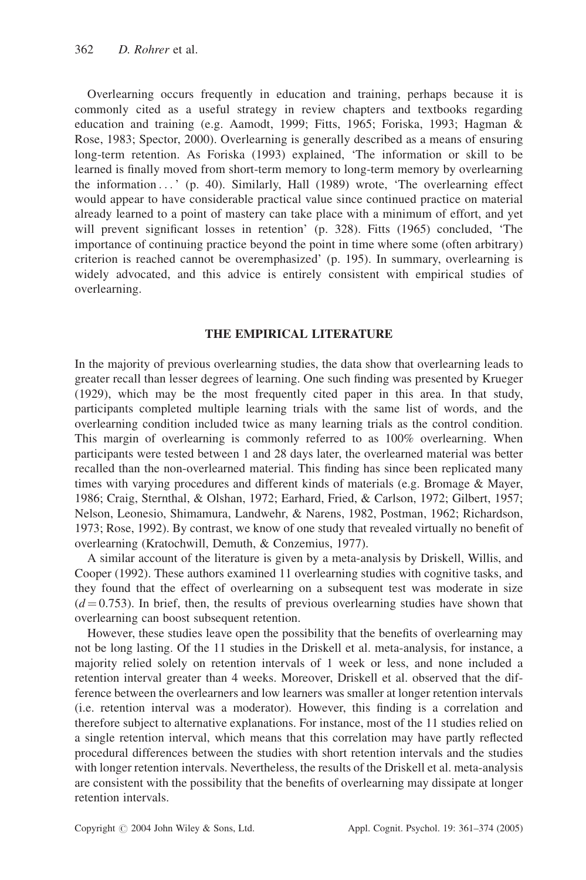Overlearning occurs frequently in education and training, perhaps because it is commonly cited as a useful strategy in review chapters and textbooks regarding education and training (e.g. Aamodt, 1999; Fitts, 1965; Foriska, 1993; Hagman & Rose, 1983; Spector, 2000). Overlearning is generally described as a means of ensuring long-term retention. As Foriska (1993) explained, 'The information or skill to be learned is finally moved from short-term memory to long-term memory by overlearning the information . . . ' (p. 40). Similarly, Hall (1989) wrote, 'The overlearning effect would appear to have considerable practical value since continued practice on material already learned to a point of mastery can take place with a minimum of effort, and yet will prevent significant losses in retention' (p. 328). Fitts (1965) concluded, 'The importance of continuing practice beyond the point in time where some (often arbitrary) criterion is reached cannot be overemphasized' (p. 195). In summary, overlearning is widely advocated, and this advice is entirely consistent with empirical studies of overlearning.

## THE EMPIRICAL LITERATURE

In the majority of previous overlearning studies, the data show that overlearning leads to greater recall than lesser degrees of learning. One such finding was presented by Krueger (1929), which may be the most frequently cited paper in this area. In that study, participants completed multiple learning trials with the same list of words, and the overlearning condition included twice as many learning trials as the control condition. This margin of overlearning is commonly referred to as 100% overlearning. When participants were tested between 1 and 28 days later, the overlearned material was better recalled than the non-overlearned material. This finding has since been replicated many times with varying procedures and different kinds of materials (e.g. Bromage & Mayer, 1986; Craig, Sternthal, & Olshan, 1972; Earhard, Fried, & Carlson, 1972; Gilbert, 1957; Nelson, Leonesio, Shimamura, Landwehr, & Narens, 1982, Postman, 1962; Richardson, 1973; Rose, 1992). By contrast, we know of one study that revealed virtually no benefit of overlearning (Kratochwill, Demuth, & Conzemius, 1977).

A similar account of the literature is given by a meta-analysis by Driskell, Willis, and Cooper (1992). These authors examined 11 overlearning studies with cognitive tasks, and they found that the effect of overlearning on a subsequent test was moderate in size ($d = 0.753$). In brief, then, the results of previous overlearning studies have shown that overlearning can boost subsequent retention.

However, these studies leave open the possibility that the benefits of overlearning may not be long lasting. Of the 11 studies in the Driskell et al. meta-analysis, for instance, a majority relied solely on retention intervals of 1 week or less, and none included a retention interval greater than 4 weeks. Moreover, Driskell et al. observed that the difference between the overlearners and low learners was smaller at longer retention intervals (i.e. retention interval was a moderator). However, this finding is a correlation and therefore subject to alternative explanations. For instance, most of the 11 studies relied on a single retention interval, which means that this correlation may have partly reflected procedural differences between the studies with short retention intervals and the studies with longer retention intervals. Nevertheless, the results of the Driskell et al. meta-analysis are consistent with the possibility that the benefits of overlearning may dissipate at longer retention intervals.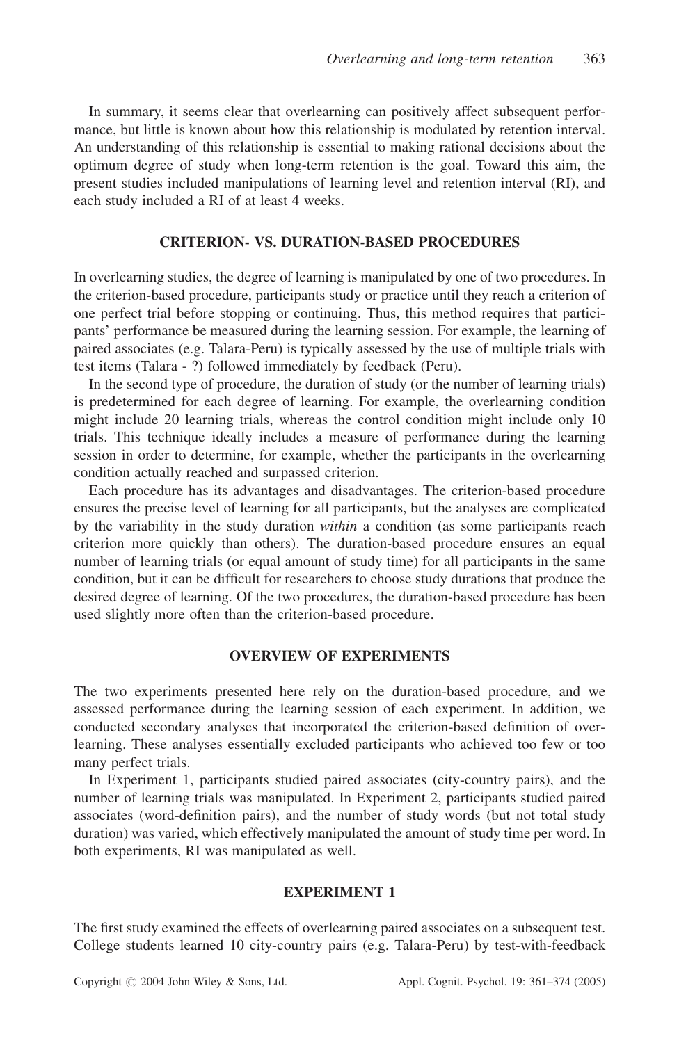In summary, it seems clear that overlearning can positively affect subsequent performance, but little is known about how this relationship is modulated by retention interval. An understanding of this relationship is essential to making rational decisions about the optimum degree of study when long-term retention is the goal. Toward this aim, the present studies included manipulations of learning level and retention interval (RI), and each study included a RI of at least 4 weeks.

## CRITERION- VS. DURATION-BASED PROCEDURES

In overlearning studies, the degree of learning is manipulated by one of two procedures. In the criterion-based procedure, participants study or practice until they reach a criterion of one perfect trial before stopping or continuing. Thus, this method requires that participants' performance be measured during the learning session. For example, the learning of paired associates (e.g. Talara-Peru) is typically assessed by the use of multiple trials with test items (Talara - ?) followed immediately by feedback (Peru).

In the second type of procedure, the duration of study (or the number of learning trials) is predetermined for each degree of learning. For example, the overlearning condition might include 20 learning trials, whereas the control condition might include only 10 trials. This technique ideally includes a measure of performance during the learning session in order to determine, for example, whether the participants in the overlearning condition actually reached and surpassed criterion.

Each procedure has its advantages and disadvantages. The criterion-based procedure ensures the precise level of learning for all participants, but the analyses are complicated by the variability in the study duration *within* a condition (as some participants reach criterion more quickly than others). The duration-based procedure ensures an equal number of learning trials (or equal amount of study time) for all participants in the same condition, but it can be difficult for researchers to choose study durations that produce the desired degree of learning. Of the two procedures, the duration-based procedure has been used slightly more often than the criterion-based procedure.

## OVERVIEW OF EXPERIMENTS

The two experiments presented here rely on the duration-based procedure, and we assessed performance during the learning session of each experiment. In addition, we conducted secondary analyses that incorporated the criterion-based definition of overlearning. These analyses essentially excluded participants who achieved too few or too many perfect trials.

In Experiment 1, participants studied paired associates (city-country pairs), and the number of learning trials was manipulated. In Experiment 2, participants studied paired associates (word-definition pairs), and the number of study words (but not total study duration) was varied, which effectively manipulated the amount of study time per word. In both experiments, RI was manipulated as well.

## EXPERIMENT 1

The first study examined the effects of overlearning paired associates on a subsequent test. College students learned 10 city-country pairs (e.g. Talara-Peru) by test-with-feedback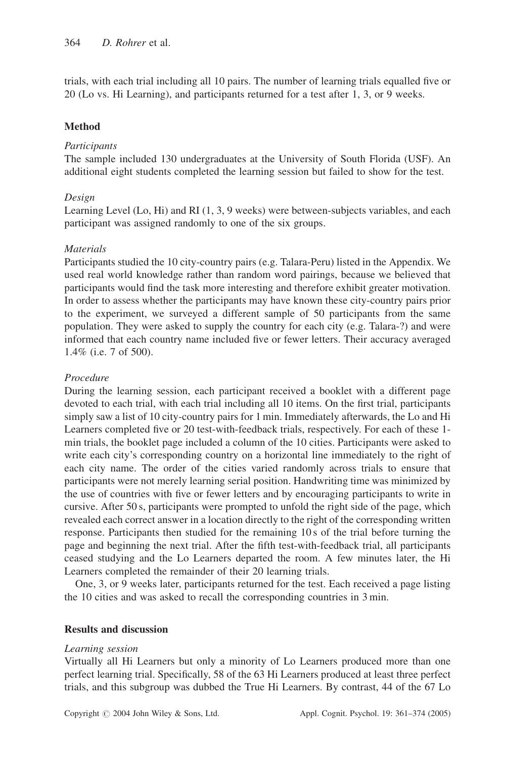trials, with each trial including all 10 pairs. The number of learning trials equalled five or 20 (Lo vs. Hi Learning), and participants returned for a test after 1, 3, or 9 weeks.

## Method

### *Participants*

The sample included 130 undergraduates at the University of South Florida (USF). An additional eight students completed the learning session but failed to show for the test.

### *Design*

Learning Level (Lo, Hi) and RI (1, 3, 9 weeks) were between-subjects variables, and each participant was assigned randomly to one of the six groups.

### *Materials*

Participants studied the 10 city-country pairs (e.g. Talara-Peru) listed in the Appendix. We used real world knowledge rather than random word pairings, because we believed that participants would find the task more interesting and therefore exhibit greater motivation. In order to assess whether the participants may have known these city-country pairs prior to the experiment, we surveyed a different sample of 50 participants from the same population. They were asked to supply the country for each city (e.g. Talara-?) and were informed that each country name included five or fewer letters. Their accuracy averaged 1.4% (i.e. 7 of 500).

### *Procedure*

During the learning session, each participant received a booklet with a different page devoted to each trial, with each trial including all 10 items. On the first trial, participants simply saw a list of 10 city-country pairs for 1 min. Immediately afterwards, the Lo and Hi Learners completed five or 20 test-with-feedback trials, respectively. For each of these 1-min trials, the booklet page included a column of the 10 cities. Participants were asked to write each city's corresponding country on a horizontal line immediately to the right of each city name. The order of the cities varied randomly across trials to ensure that participants were not merely learning serial position. Handwriting time was minimized by the use of countries with five or fewer letters and by encouraging participants to write in cursive. After 50 s, participants were prompted to unfold the right side of the page, which revealed each correct answer in a location directly to the right of the corresponding written response. Participants then studied for the remaining 10 s of the trial before turning the page and beginning the next trial. After the fifth test-with-feedback trial, all participants ceased studying and the Lo Learners departed the room. A few minutes later, the Hi Learners completed the remainder of their 20 learning trials.

One, 3, or 9 weeks later, participants returned for the test. Each received a page listing the 10 cities and was asked to recall the corresponding countries in 3 min.

## Results and discussion

### *Learning session*

Virtually all Hi Learners but only a minority of Lo Learners produced more than one perfect learning trial. Specifically, 58 of the 63 Hi Learners produced at least three perfect trials, and this subgroup was dubbed the True Hi Learners. By contrast, 44 of the 67 Lo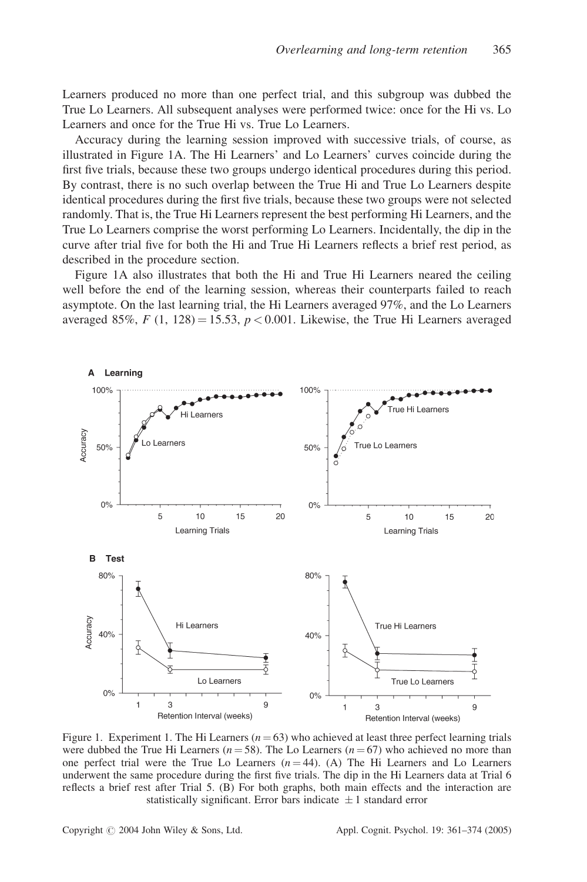Learners produced no more than one perfect trial, and this subgroup was dubbed the True Lo Learners. All subsequent analyses were performed twice: once for the Hi vs. Lo Learners and once for the True Hi vs. True Lo Learners.

Accuracy during the learning session improved with successive trials, of course, as illustrated in Figure 1A. The Hi Learners' and Lo Learners' curves coincide during the first five trials, because these two groups undergo identical procedures during this period. By contrast, there is no such overlap between the True Hi and True Lo Learners despite identical procedures during the first five trials, because these two groups were not selected randomly. That is, the True Hi Learners represent the best performing Hi Learners, and the True Lo Learners comprise the worst performing Lo Learners. Incidentally, the dip in the curve after trial five for both the Hi and True Hi Learners reflects a brief rest period, as described in the procedure section.

Figure 1A also illustrates that both the Hi and True Hi Learners neared the ceiling well before the end of the learning session, whereas their counterparts failed to reach asymptote. On the last learning trial, the Hi Learners averaged 97%, and the Lo Learners averaged 85%, $F(1, 128) = 15.53$, $p < 0.001$. Likewise, the True Hi Learners averaged

Figure 1. Experiment 1. The Hi Learners ($n = 63$) who achieved at least three perfect learning trials were dubbed the True Hi Learners ($n = 58$). The Lo Learners ($n = 67$) who achieved no more than one perfect trial were the True Lo Learners ($n = 44$). (A) The Hi Learners and Lo Learners underwent the same procedure during the first five trials. The dip in the Hi Learners data at Trial 6 reflects a brief rest after Trial 5. (B) For both graphs, both main effects and the interaction are statistically significant. Error bars indicate $\pm 1$ standard error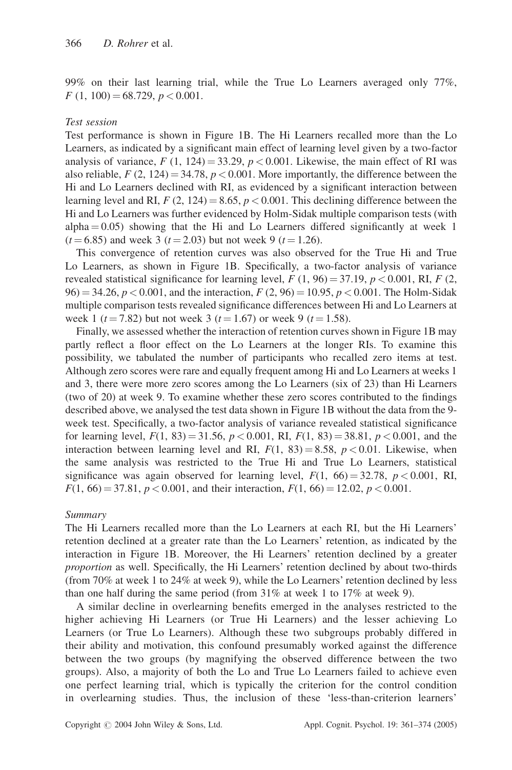99% on their last learning trial, while the True Lo Learners averaged only 77%, $F(1, 100) = 68.729$, $p < 0.001$.

*Test session*

Test performance is shown in Figure 1B. The Hi Learners recalled more than the Lo Learners, as indicated by a significant main effect of learning level given by a two-factor analysis of variance, $F(1, 124) = 33.29$, $p < 0.001$. Likewise, the main effect of RI was also reliable, $F(2, 124) = 34.78$, $p < 0.001$. More importantly, the difference between the Hi and Lo Learners declined with RI, as evidenced by a significant interaction between learning level and RI, $F(2, 124) = 8.65$, $p < 0.001$. This declining difference between the Hi and Lo Learners was further evidenced by Holm-Sidak multiple comparison tests (with alpha = 0.05) showing that the Hi and Lo Learners differed significantly at week 1 ($t = 6.85$) and week 3 ($t = 2.03$) but not week 9 ($t = 1.26$).

This convergence of retention curves was also observed for the True Hi and True Lo Learners, as shown in Figure 1B. Specifically, a two-factor analysis of variance revealed statistical significance for learning level, $F(1, 96) = 37.19$, $p < 0.001$, RI, $F(2, 96) = 34.26$, $p < 0.001$, and the interaction, $F(2, 96) = 10.95$, $p < 0.001$. The Holm-Sidak multiple comparison tests revealed significance differences between Hi and Lo Learners at week 1 ($t = 7.82$) but not week 3 ($t = 1.67$) or week 9 ($t = 1.58$).

Finally, we assessed whether the interaction of retention curves shown in Figure 1B may partly reflect a floor effect on the Lo Learners at the longer RIs. To examine this possibility, we tabulated the number of participants who recalled zero items at test. Although zero scores were rare and equally frequent among Hi and Lo Learners at weeks 1 and 3, there were more zero scores among the Lo Learners (six of 23) than Hi Learners (two of 20) at week 9. To examine whether these zero scores contributed to the findings described above, we analysed the test data shown in Figure 1B without the data from the 9-week test. Specifically, a two-factor analysis of variance revealed statistical significance for learning level, $F(1, 83) = 31.56$, $p < 0.001$, RI, $F(1, 83) = 38.81$, $p < 0.001$, and the interaction between learning level and RI, $F(1, 83) = 8.58$, $p < 0.01$. Likewise, when the same analysis was restricted to the True Hi and True Lo Learners, statistical significance was again observed for learning level, $F(1, 66) = 32.78$, $p < 0.001$, RI, $F(1, 66) = 37.81$, $p < 0.001$, and their interaction, $F(1, 66) = 12.02$, $p < 0.001$.

*Summary*

The Hi Learners recalled more than the Lo Learners at each RI, but the Hi Learners' retention declined at a greater rate than the Lo Learners' retention, as indicated by the interaction in Figure 1B. Moreover, the Hi Learners' retention declined by a greater *proportion* as well. Specifically, the Hi Learners' retention declined by about two-thirds (from 70% at week 1 to 24% at week 9), while the Lo Learners' retention declined by less than one half during the same period (from 31% at week 1 to 17% at week 9).

A similar decline in overlearning benefits emerged in the analyses restricted to the higher achieving Hi Learners (or True Hi Learners) and the lesser achieving Lo Learners (or True Lo Learners). Although these two subgroups probably differed in their ability and motivation, this confound presumably worked against the difference between the two groups (by magnifying the observed difference between the two groups). Also, a majority of both the Lo and True Lo Learners failed to achieve even one perfect learning trial, which is typically the criterion for the control condition in overlearning studies. Thus, the inclusion of these 'less-than-criterion learners'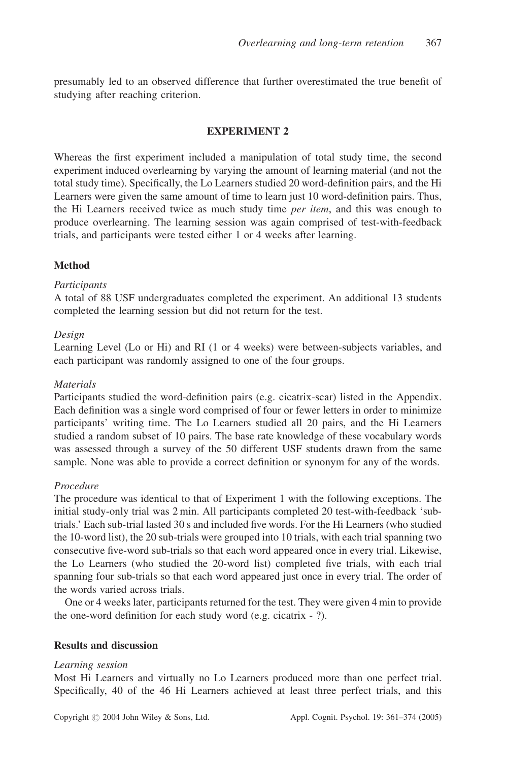presumably led to an observed difference that further overestimated the true benefit of studying after reaching criterion.

## EXPERIMENT 2

Whereas the first experiment included a manipulation of total study time, the second experiment induced overlearning by varying the amount of learning material (and not the total study time). Specifically, the Lo Learners studied 20 word-definition pairs, and the Hi Learners were given the same amount of time to learn just 10 word-definition pairs. Thus, the Hi Learners received twice as much study time *per item*, and this was enough to produce overlearning. The learning session was again comprised of test-with-feedback trials, and participants were tested either 1 or 4 weeks after learning.

### Method

*Participants*

A total of 88 USF undergraduates completed the experiment. An additional 13 students completed the learning session but did not return for the test.

*Design*

Learning Level (Lo or Hi) and RI (1 or 4 weeks) were between-subjects variables, and each participant was randomly assigned to one of the four groups.

*Materials*

Participants studied the word-definition pairs (e.g. cicatrix-scar) listed in the Appendix. Each definition was a single word comprised of four or fewer letters in order to minimize participants' writing time. The Lo Learners studied all 20 pairs, and the Hi Learners studied a random subset of 10 pairs. The base rate knowledge of these vocabulary words was assessed through a survey of the 50 different USF students drawn from the same sample. None was able to provide a correct definition or synonym for any of the words.

*Procedure*

The procedure was identical to that of Experiment 1 with the following exceptions. The initial study-only trial was 2 min. All participants completed 20 test-with-feedback 'sub-trials.' Each sub-trial lasted 30 s and included five words. For the Hi Learners (who studied the 10-word list), the 20 sub-trials were grouped into 10 trials, with each trial spanning two consecutive five-word sub-trials so that each word appeared once in every trial. Likewise, the Lo Learners (who studied the 20-word list) completed five trials, with each trial spanning four sub-trials so that each word appeared just once in every trial. The order of the words varied across trials.

One or 4 weeks later, participants returned for the test. They were given 4 min to provide the one-word definition for each study word (e.g. cicatrix - ?).

### Results and discussion

*Learning session*

Most Hi Learners and virtually no Lo Learners produced more than one perfect trial. Specifically, 40 of the 46 Hi Learners achieved at least three perfect trials, and this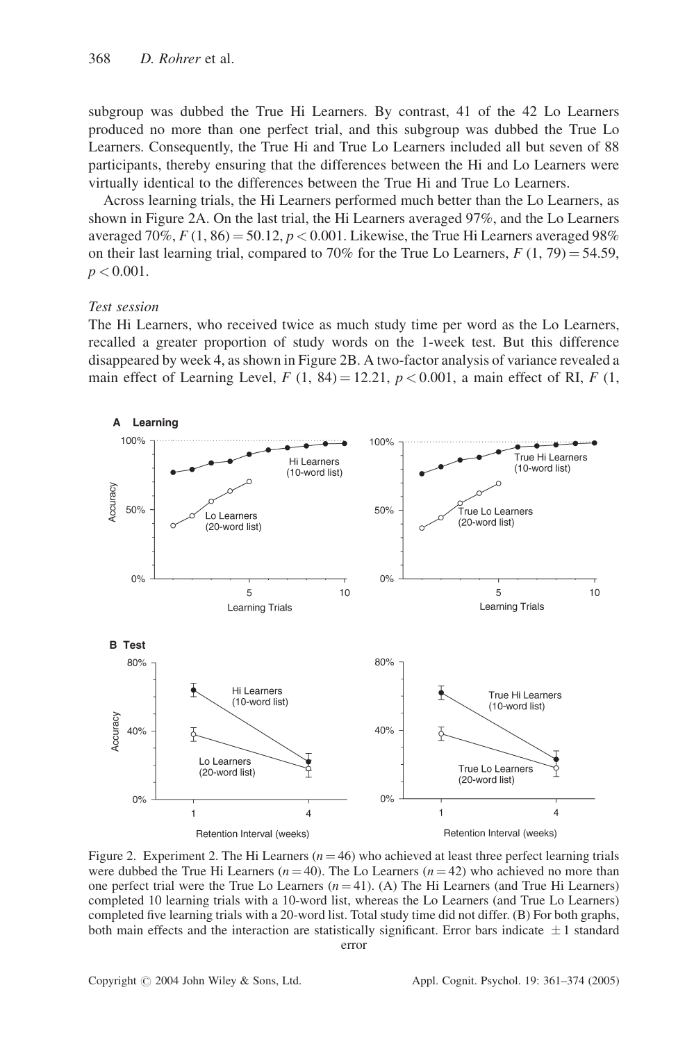subgroup was dubbed the True Hi Learners. By contrast, 41 of the 42 Lo Learners produced no more than one perfect trial, and this subgroup was dubbed the True Lo Learners. Consequently, the True Hi and True Lo Learners included all but seven of 88 participants, thereby ensuring that the differences between the Hi and Lo Learners were virtually identical to the differences between the True Hi and True Lo Learners.

Across learning trials, the Hi Learners performed much better than the Lo Learners, as shown in Figure 2A. On the last trial, the Hi Learners averaged 97%, and the Lo Learners averaged 70%, $F\,(1, 86) = 50.12$, $p < 0.001$. Likewise, the True Hi Learners averaged 98% on their last learning trial, compared to 70% for the True Lo Learners, $F\,(1, 79) = 54.59$, $p < 0.001$.

*Test session*

The Hi Learners, who received twice as much study time per word as the Lo Learners, recalled a greater proportion of study words on the 1-week test. But this difference disappeared by week 4, as shown in Figure 2B. A two-factor analysis of variance revealed a main effect of Learning Level, $F\,(1, 84) = 12.21$, $p < 0.001$, a main effect of RI, $F$ (1,

Figure 2. Experiment 2. The Hi Learners ($n = 46$) who achieved at least three perfect learning trials were dubbed the True Hi Learners ($n = 40$). The Lo Learners ($n = 42$) who achieved no more than one perfect trial were the True Lo Learners ($n = 41$). (A) The Hi Learners (and True Hi Learners) completed 10 learning trials with a 10-word list, whereas the Lo Learners (and True Lo Learners) completed five learning trials with a 20-word list. Total study time did not differ. (B) For both graphs, both main effects and the interaction are statistically significant. Error bars indicate $\pm 1$ standard error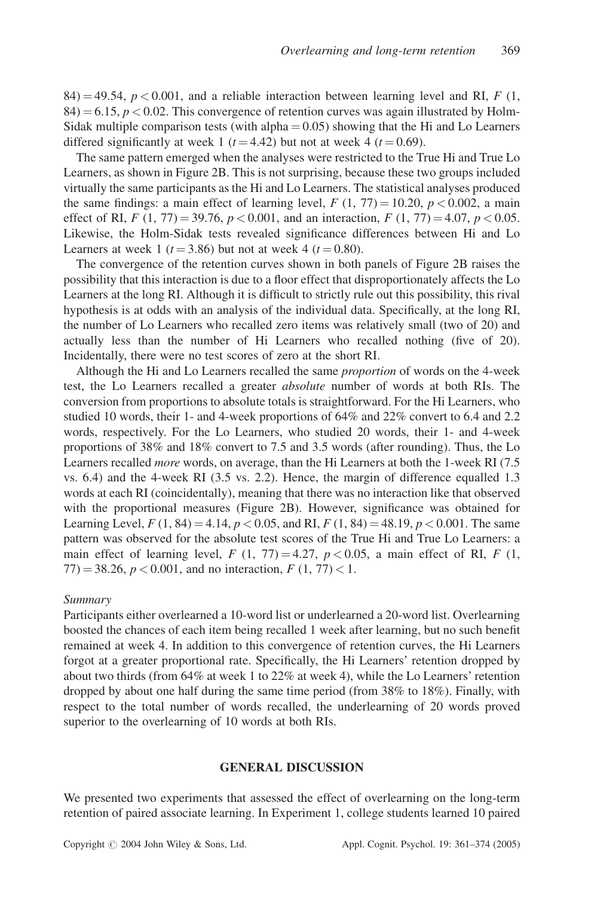84) = 49.54, $p < 0.001$, and a reliable interaction between learning level and RI, $F$ (1, 84) = 6.15, $p < 0.02$. This convergence of retention curves was again illustrated by Holm-Sidak multiple comparison tests (with alpha = 0.05) showing that the Hi and Lo Learners differed significantly at week 1 ($t = 4.42$) but not at week 4 ($t = 0.69$).

The same pattern emerged when the analyses were restricted to the True Hi and True Lo Learners, as shown in Figure 2B. This is not surprising, because these two groups included virtually the same participants as the Hi and Lo Learners. The statistical analyses produced the same findings: a main effect of learning level, $F$ (1, 77) = 10.20, $p < 0.002$, a main effect of RI, $F$ (1, 77) = 39.76, $p < 0.001$, and an interaction, $F$ (1, 77) = 4.07, $p < 0.05$. Likewise, the Holm-Sidak tests revealed significance differences between Hi and Lo Learners at week 1 ($t = 3.86$) but not at week 4 ($t = 0.80$).

The convergence of the retention curves shown in both panels of Figure 2B raises the possibility that this interaction is due to a floor effect that disproportionately affects the Lo Learners at the long RI. Although it is difficult to strictly rule out this possibility, this rival hypothesis is at odds with an analysis of the individual data. Specifically, at the long RI, the number of Lo Learners who recalled zero items was relatively small (two of 20) and actually less than the number of Hi Learners who recalled nothing (five of 20). Incidentally, there were no test scores of zero at the short RI.

Although the Hi and Lo Learners recalled the same *proportion* of words on the 4-week test, the Lo Learners recalled a greater *absolute* number of words at both RIs. The conversion from proportions to absolute totals is straightforward. For the Hi Learners, who studied 10 words, their 1- and 4-week proportions of 64% and 22% convert to 6.4 and 2.2 words, respectively. For the Lo Learners, who studied 20 words, their 1- and 4-week proportions of 38% and 18% convert to 7.5 and 3.5 words (after rounding). Thus, the Lo Learners recalled *more* words, on average, than the Hi Learners at both the 1-week RI (7.5 vs. 6.4) and the 4-week RI (3.5 vs. 2.2). Hence, the margin of difference equalled 1.3 words at each RI (coincidentally), meaning that there was no interaction like that observed with the proportional measures (Figure 2B). However, significance was obtained for Learning Level, $F$ (1, 84) = 4.14, $p < 0.05$, and RI, $F$ (1, 84) = 48.19, $p < 0.001$. The same pattern was observed for the absolute test scores of the True Hi and True Lo Learners: a main effect of learning level, $F$ (1, 77) = 4.27, $p < 0.05$, a main effect of RI, $F$ (1, 77) = 38.26, $p < 0.001$, and no interaction, $F$ (1, 77) < 1.

*Summary*

Participants either overlearned a 10-word list or underlearned a 20-word list. Overlearning boosted the chances of each item being recalled 1 week after learning, but no such benefit remained at week 4. In addition to this convergence of retention curves, the Hi Learners forgot at a greater proportional rate. Specifically, the Hi Learners' retention dropped by about two thirds (from 64% at week 1 to 22% at week 4), while the Lo Learners' retention dropped by about one half during the same time period (from 38% to 18%). Finally, with respect to the total number of words recalled, the underlearning of 20 words proved superior to the overlearning of 10 words at both RIs.

## GENERAL DISCUSSION

We presented two experiments that assessed the effect of overlearning on the long-term retention of paired associate learning. In Experiment 1, college students learned 10 paired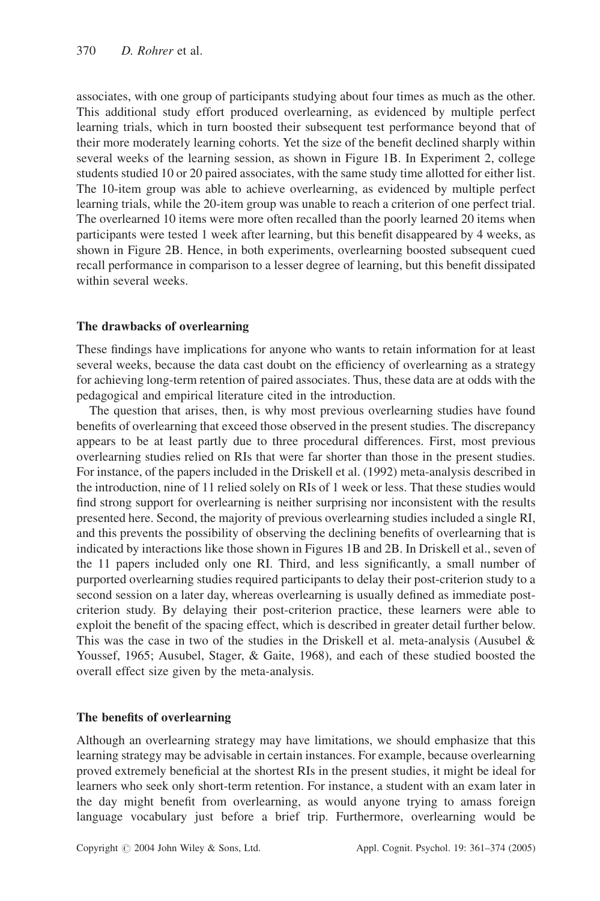associates, with one group of participants studying about four times as much as the other. This additional study effort produced overlearning, as evidenced by multiple perfect learning trials, which in turn boosted their subsequent test performance beyond that of their more moderately learning cohorts. Yet the size of the benefit declined sharply within several weeks of the learning session, as shown in Figure 1B. In Experiment 2, college students studied 10 or 20 paired associates, with the same study time allotted for either list. The 10-item group was able to achieve overlearning, as evidenced by multiple perfect learning trials, while the 20-item group was unable to reach a criterion of one perfect trial. The overlearned 10 items were more often recalled than the poorly learned 20 items when participants were tested 1 week after learning, but this benefit disappeared by 4 weeks, as shown in Figure 2B. Hence, in both experiments, overlearning boosted subsequent cued recall performance in comparison to a lesser degree of learning, but this benefit dissipated within several weeks.

### The drawbacks of overlearning

These findings have implications for anyone who wants to retain information for at least several weeks, because the data cast doubt on the efficiency of overlearning as a strategy for achieving long-term retention of paired associates. Thus, these data are at odds with the pedagogical and empirical literature cited in the introduction.

The question that arises, then, is why most previous overlearning studies have found benefits of overlearning that exceed those observed in the present studies. The discrepancy appears to be at least partly due to three procedural differences. First, most previous overlearning studies relied on RIs that were far shorter than those in the present studies. For instance, of the papers included in the Driskell et al. (1992) meta-analysis described in the introduction, nine of 11 relied solely on RIs of 1 week or less. That these studies would find strong support for overlearning is neither surprising nor inconsistent with the results presented here. Second, the majority of previous overlearning studies included a single RI, and this prevents the possibility of observing the declining benefits of overlearning that is indicated by interactions like those shown in Figures 1B and 2B. In Driskell et al., seven of the 11 papers included only one RI. Third, and less significantly, a small number of purported overlearning studies required participants to delay their post-criterion study to a second session on a later day, whereas overlearning is usually defined as immediate post-criterion study. By delaying their post-criterion practice, these learners were able to exploit the benefit of the spacing effect, which is described in greater detail further below. This was the case in two of the studies in the Driskell et al. meta-analysis (Ausubel & Youssef, 1965; Ausubel, Stager, & Gaite, 1968), and each of these studied boosted the overall effect size given by the meta-analysis.

### The benefits of overlearning

Although an overlearning strategy may have limitations, we should emphasize that this learning strategy may be advisable in certain instances. For example, because overlearning proved extremely beneficial at the shortest RIs in the present studies, it might be ideal for learners who seek only short-term retention. For instance, a student with an exam later in the day might benefit from overlearning, as would anyone trying to amass foreign language vocabulary just before a brief trip. Furthermore, overlearning would be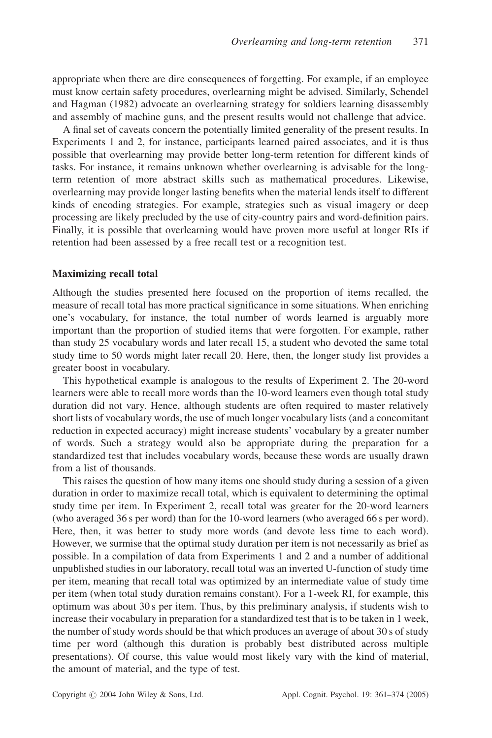appropriate when there are dire consequences of forgetting. For example, if an employee must know certain safety procedures, overlearning might be advised. Similarly, Schendel and Hagman (1982) advocate an overlearning strategy for soldiers learning disassembly and assembly of machine guns, and the present results would not challenge that advice.

A final set of caveats concern the potentially limited generality of the present results. In Experiments 1 and 2, for instance, participants learned paired associates, and it is thus possible that overlearning may provide better long-term retention for different kinds of tasks. For instance, it remains unknown whether overlearning is advisable for the long-term retention of more abstract skills such as mathematical procedures. Likewise, overlearning may provide longer lasting benefits when the material lends itself to different kinds of encoding strategies. For example, strategies such as visual imagery or deep processing are likely precluded by the use of city-country pairs and word-definition pairs. Finally, it is possible that overlearning would have proven more useful at longer RIs if retention had been assessed by a free recall test or a recognition test.

### Maximizing recall total

Although the studies presented here focused on the proportion of items recalled, the measure of recall total has more practical significance in some situations. When enriching one's vocabulary, for instance, the total number of words learned is arguably more important than the proportion of studied items that were forgotten. For example, rather than study 25 vocabulary words and later recall 15, a student who devoted the same total study time to 50 words might later recall 20. Here, then, the longer study list provides a greater boost in vocabulary.

This hypothetical example is analogous to the results of Experiment 2. The 20-word learners were able to recall more words than the 10-word learners even though total study duration did not vary. Hence, although students are often required to master relatively short lists of vocabulary words, the use of much longer vocabulary lists (and a concomitant reduction in expected accuracy) might increase students' vocabulary by a greater number of words. Such a strategy would also be appropriate during the preparation for a standardized test that includes vocabulary words, because these words are usually drawn from a list of thousands.

This raises the question of how many items one should study during a session of a given duration in order to maximize recall total, which is equivalent to determining the optimal study time per item. In Experiment 2, recall total was greater for the 20-word learners (who averaged 36 s per word) than for the 10-word learners (who averaged 66 s per word). Here, then, it was better to study more words (and devote less time to each word). However, we surmise that the optimal study duration per item is not necessarily as brief as possible. In a compilation of data from Experiments 1 and 2 and a number of additional unpublished studies in our laboratory, recall total was an inverted U-function of study time per item, meaning that recall total was optimized by an intermediate value of study time per item (when total study duration remains constant). For a 1-week RI, for example, this optimum was about 30 s per item. Thus, by this preliminary analysis, if students wish to increase their vocabulary in preparation for a standardized test that is to be taken in 1 week, the number of study words should be that which produces an average of about 30 s of study time per word (although this duration is probably best distributed across multiple presentations). Of course, this value would most likely vary with the kind of material, the amount of material, and the type of test.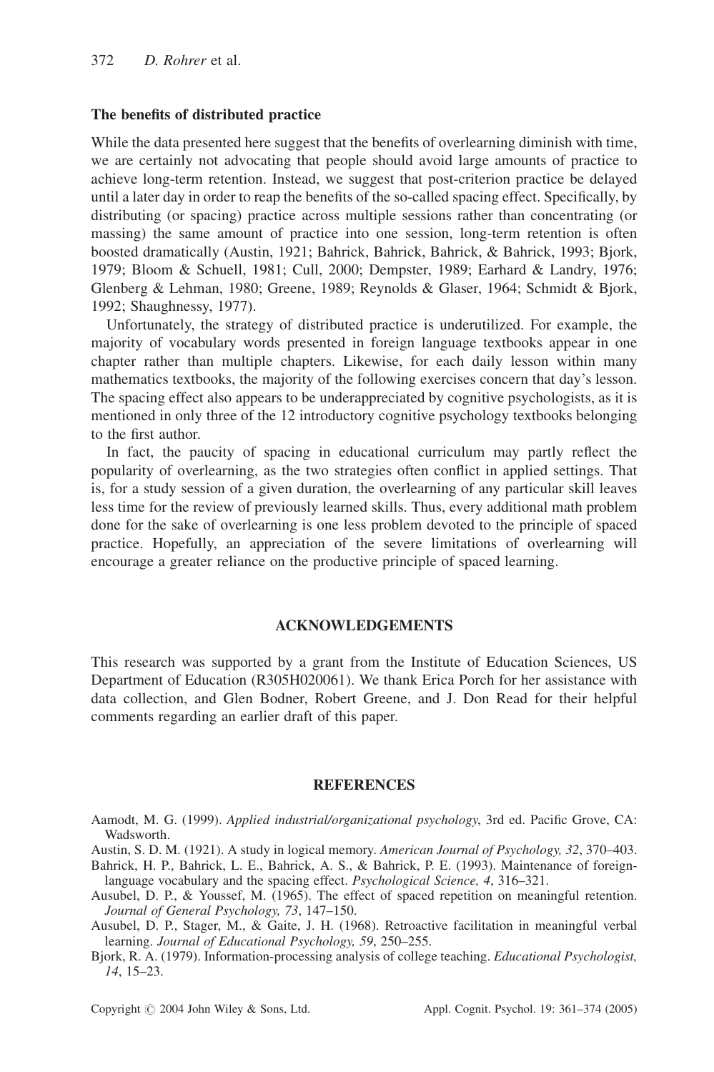### The benefits of distributed practice

While the data presented here suggest that the benefits of overlearning diminish with time, we are certainly not advocating that people should avoid large amounts of practice to achieve long-term retention. Instead, we suggest that post-criterion practice be delayed until a later day in order to reap the benefits of the so-called spacing effect. Specifically, by distributing (or spacing) practice across multiple sessions rather than concentrating (or massing) the same amount of practice into one session, long-term retention is often boosted dramatically (Austin, 1921; Bahrick, Bahrick, Bahrick, & Bahrick, 1993; Bjork, 1979; Bloom & Schuell, 1981; Cull, 2000; Dempster, 1989; Earhard & Landry, 1976; Glenberg & Lehman, 1980; Greene, 1989; Reynolds & Glaser, 1964; Schmidt & Bjork, 1992; Shaughnessy, 1977).

Unfortunately, the strategy of distributed practice is underutilized. For example, the majority of vocabulary words presented in foreign language textbooks appear in one chapter rather than multiple chapters. Likewise, for each daily lesson within many mathematics textbooks, the majority of the following exercises concern that day's lesson. The spacing effect also appears to be underappreciated by cognitive psychologists, as it is mentioned in only three of the 12 introductory cognitive psychology textbooks belonging to the first author.

In fact, the paucity of spacing in educational curriculum may partly reflect the popularity of overlearning, as the two strategies often conflict in applied settings. That is, for a study session of a given duration, the overlearning of any particular skill leaves less time for the review of previously learned skills. Thus, every additional math problem done for the sake of overlearning is one less problem devoted to the principle of spaced practice. Hopefully, an appreciation of the severe limitations of overlearning will encourage a greater reliance on the productive principle of spaced learning.

## ACKNOWLEDGEMENTS

This research was supported by a grant from the Institute of Education Sciences, US Department of Education (R305H020061). We thank Erica Porch for her assistance with data collection, and Glen Bodner, Robert Greene, and J. Don Read for their helpful comments regarding an earlier draft of this paper.

## REFERENCES

Aamodt, M. G. (1999). *Applied industrial/organizational psychology*, 3rd ed. Pacific Grove, CA: Wadsworth.

Austin, S. D. M. (1921). A study in logical memory. *American Journal of Psychology, 32*, 370–403.

Bahrick, H. P., Bahrick, L. E., Bahrick, A. S., & Bahrick, P. E. (1993). Maintenance of foreign-language vocabulary and the spacing effect. *Psychological Science, 4*, 316–321.

Ausubel, D. P., & Youssef, M. (1965). The effect of spaced repetition on meaningful retention. *Journal of General Psychology, 73*, 147–150.

Ausubel, D. P., Stager, M., & Gaite, J. H. (1968). Retroactive facilitation in meaningful verbal learning. *Journal of Educational Psychology, 59*, 250–255.

Bjork, R. A. (1979). Information-processing analysis of college teaching. *Educational Psychologist, 14*, 15–23.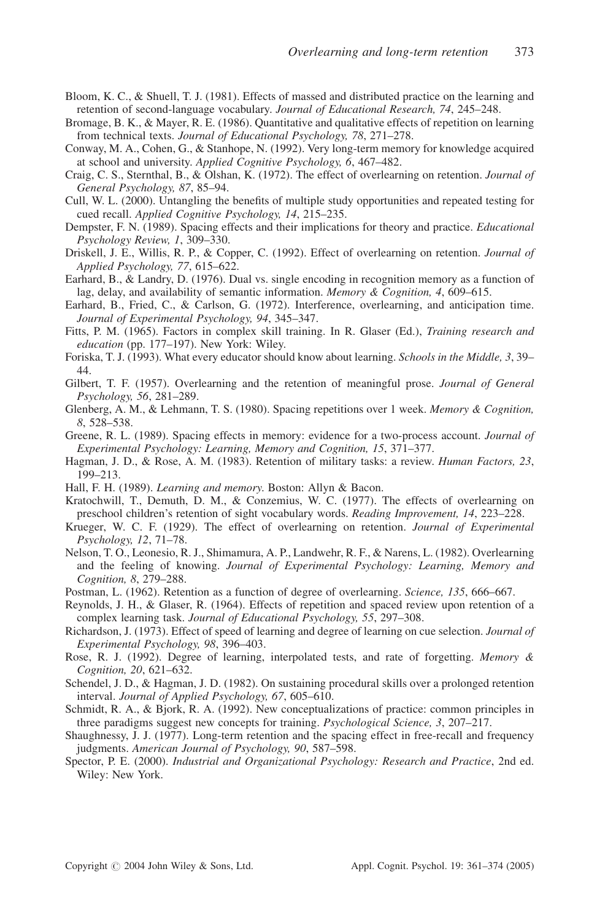Bloom, K. C., & Shuell, T. J. (1981). Effects of massed and distributed practice on the learning and retention of second-language vocabulary. *Journal of Educational Research, 74*, 245–248.

Bromage, B. K., & Mayer, R. E. (1986). Quantitative and qualitative effects of repetition on learning from technical texts. *Journal of Educational Psychology, 78*, 271–278.

Conway, M. A., Cohen, G., & Stanhope, N. (1992). Very long-term memory for knowledge acquired at school and university. *Applied Cognitive Psychology, 6*, 467–482.

Craig, C. S., Sternthal, B., & Olshan, K. (1972). The effect of overlearning on retention. *Journal of General Psychology, 87*, 85–94.

Cull, W. L. (2000). Untangling the benefits of multiple study opportunities and repeated testing for cued recall. *Applied Cognitive Psychology, 14*, 215–235.

Dempster, F. N. (1989). Spacing effects and their implications for theory and practice. *Educational Psychology Review, 1*, 309–330.

Driskell, J. E., Willis, R. P., & Copper, C. (1992). Effect of overlearning on retention. *Journal of Applied Psychology, 77*, 615–622.

Earhard, B., & Landry, D. (1976). Dual vs. single encoding in recognition memory as a function of lag, delay, and availability of semantic information. *Memory & Cognition, 4*, 609–615.

Earhard, B., Fried, C., & Carlson, G. (1972). Interference, overlearning, and anticipation time. *Journal of Experimental Psychology, 94*, 345–347.

Fitts, P. M. (1965). Factors in complex skill training. In R. Glaser (Ed.), *Training research and education* (pp. 177–197). New York: Wiley.

Foriska, T. J. (1993). What every educator should know about learning. *Schools in the Middle, 3*, 39–44.

Gilbert, T. F. (1957). Overlearning and the retention of meaningful prose. *Journal of General Psychology, 56*, 281–289.

Glenberg, A. M., & Lehmann, T. S. (1980). Spacing repetitions over 1 week. *Memory & Cognition, 8*, 528–538.

Greene, R. L. (1989). Spacing effects in memory: evidence for a two-process account. *Journal of Experimental Psychology: Learning, Memory and Cognition, 15*, 371–377.

Hagman, J. D., & Rose, A. M. (1983). Retention of military tasks: a review. *Human Factors, 23*, 199–213.

Hall, F. H. (1989). *Learning and memory*. Boston: Allyn & Bacon.

Kratochwill, T., Demuth, D. M., & Conzemius, W. C. (1977). The effects of overlearning on preschool children's retention of sight vocabulary words. *Reading Improvement, 14*, 223–228.

Krueger, W. C. F. (1929). The effect of overlearning on retention. *Journal of Experimental Psychology, 12*, 71–78.

Nelson, T. O., Leonesio, R. J., Shimamura, A. P., Landwehr, R. F., & Narens, L. (1982). Overlearning and the feeling of knowing. *Journal of Experimental Psychology: Learning, Memory and Cognition, 8*, 279–288.

Postman, L. (1962). Retention as a function of degree of overlearning. *Science, 135*, 666–667.

Reynolds, J. H., & Glaser, R. (1964). Effects of repetition and spaced review upon retention of a complex learning task. *Journal of Educational Psychology, 55*, 297–308.

Richardson, J. (1973). Effect of speed of learning and degree of learning on cue selection. *Journal of Experimental Psychology, 98*, 396–403.

Rose, R. J. (1992). Degree of learning, interpolated tests, and rate of forgetting. *Memory & Cognition, 20*, 621–632.

Schendel, J. D., & Hagman, J. D. (1982). On sustaining procedural skills over a prolonged retention interval. *Journal of Applied Psychology, 67*, 605–610.

Schmidt, R. A., & Bjork, R. A. (1992). New conceptualizations of practice: common principles in three paradigms suggest new concepts for training. *Psychological Science, 3*, 207–217.

Shaughnessy, J. J. (1977). Long-term retention and the spacing effect in free-recall and frequency judgments. *American Journal of Psychology, 90*, 587–598.

Spector, P. E. (2000). *Industrial and Organizational Psychology: Research and Practice*, 2nd ed. Wiley: New York.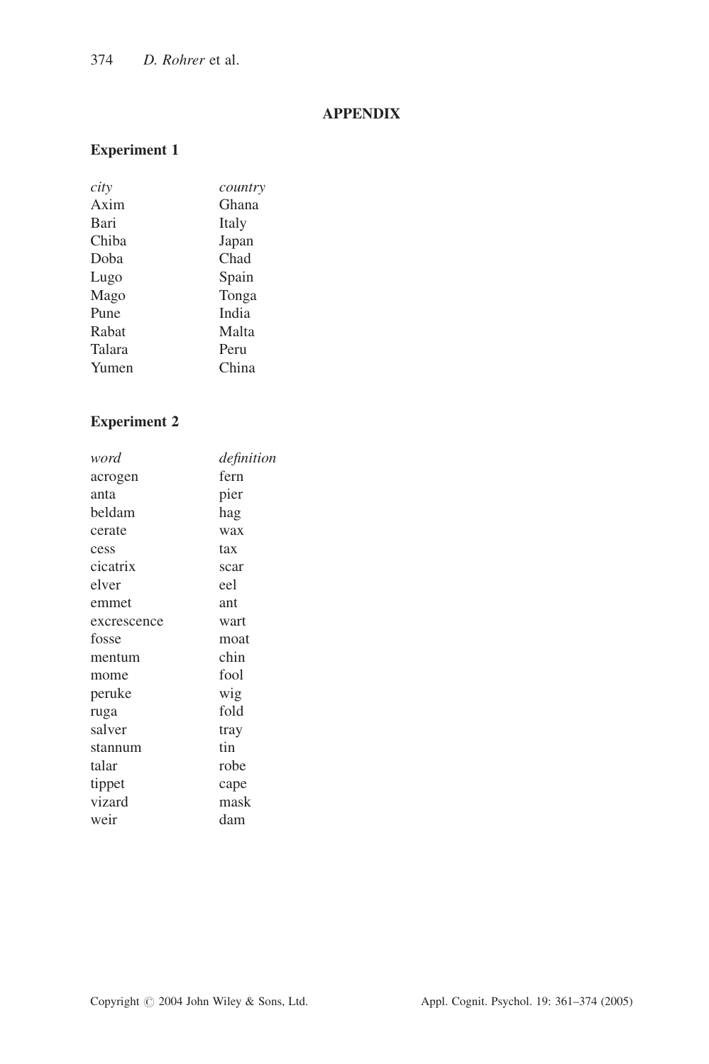## APPENDIX

### Experiment 1

| *city* | *country* |
|---|---|
| Axim | Ghana |
| Bari | Italy |
| Chiba | Japan |
| Doba | Chad |
| Lugo | Spain |
| Mago | Tonga |
| Pune | India |
| Rabat | Malta |
| Talara | Peru |
| Yumen | China |

### Experiment 2

| *word* | *definition* |
|---|---|
| acrogen | fern |
| anta | pier |
| beldam | hag |
| cerate | wax |
| cess | tax |
| cicatrix | scar |
| elver | eel |
| emmet | ant |
| excrescence | wart |
| fosse | moat |
| mentum | chin |
| mome | fool |
| peruke | wig |
| ruga | fold |
| salver | tray |
| stannum | tin |
| talar | robe |
| tippet | cape |
| vizard | mask |
| weir | dam |

Copyright © 2004 John Wiley & Sons, Ltd.